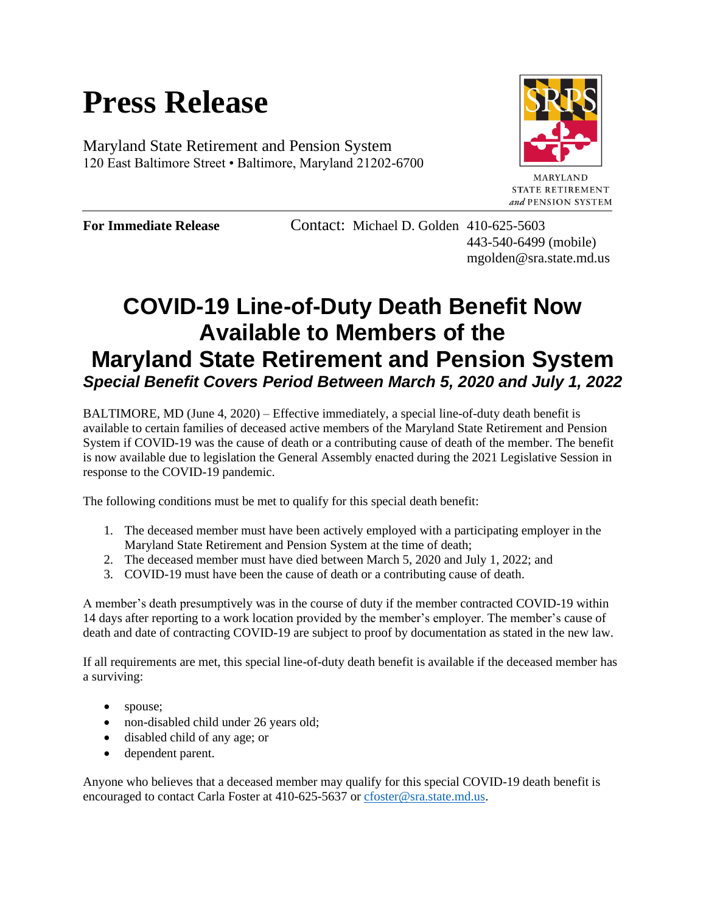# Press Release

Maryland State Retirement and Pension System
120 East Baltimore Street • Baltimore, Maryland 21202-6700

MARYLAND
STATE RETIREMENT
*and* PENSION SYSTEM

**For Immediate Release**

Contact: Michael D. Golden 410-625-5603
443-540-6499 (mobile)
mgolden@sra.state.md.us

## COVID-19 Line-of-Duty Death Benefit Now Available to Members of the Maryland State Retirement and Pension System

***Special Benefit Covers Period Between March 5, 2020 and July 1, 2022***

BALTIMORE, MD (June 4, 2020) – Effective immediately, a special line-of-duty death benefit is available to certain families of deceased active members of the Maryland State Retirement and Pension System if COVID-19 was the cause of death or a contributing cause of death of the member. The benefit is now available due to legislation the General Assembly enacted during the 2021 Legislative Session in response to the COVID-19 pandemic.

The following conditions must be met to qualify for this special death benefit:

1. The deceased member must have been actively employed with a participating employer in the Maryland State Retirement and Pension System at the time of death;
2. The deceased member must have died between March 5, 2020 and July 1, 2022; and
3. COVID-19 must have been the cause of death or a contributing cause of death.

A member's death presumptively was in the course of duty if the member contracted COVID-19 within 14 days after reporting to a work location provided by the member's employer. The member's cause of death and date of contracting COVID-19 are subject to proof by documentation as stated in the new law.

If all requirements are met, this special line-of-duty death benefit is available if the deceased member has a surviving:

- spouse;
- non-disabled child under 26 years old;
- disabled child of any age; or
- dependent parent.

Anyone who believes that a deceased member may qualify for this special COVID-19 death benefit is encouraged to contact Carla Foster at 410-625-5637 or cfoster@sra.state.md.us.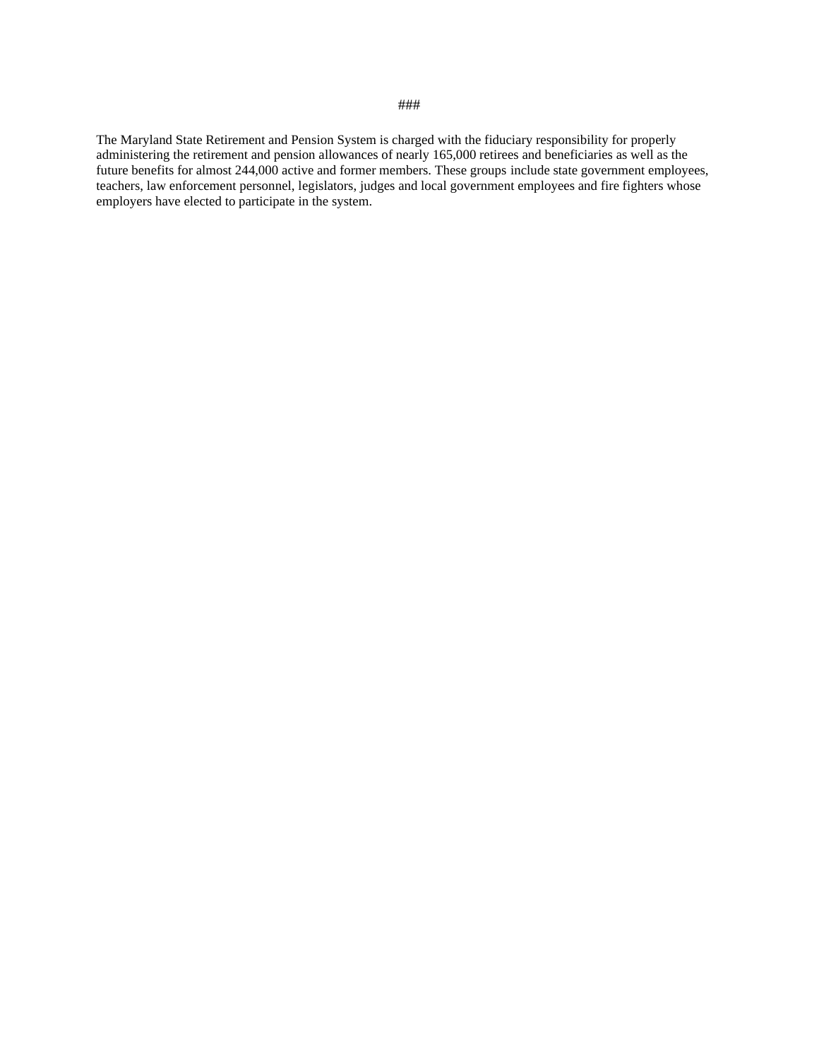###

The Maryland State Retirement and Pension System is charged with the fiduciary responsibility for properly administering the retirement and pension allowances of nearly 165,000 retirees and beneficiaries as well as the future benefits for almost 244,000 active and former members. These groups include state government employees, teachers, law enforcement personnel, legislators, judges and local government employees and fire fighters whose employers have elected to participate in the system.